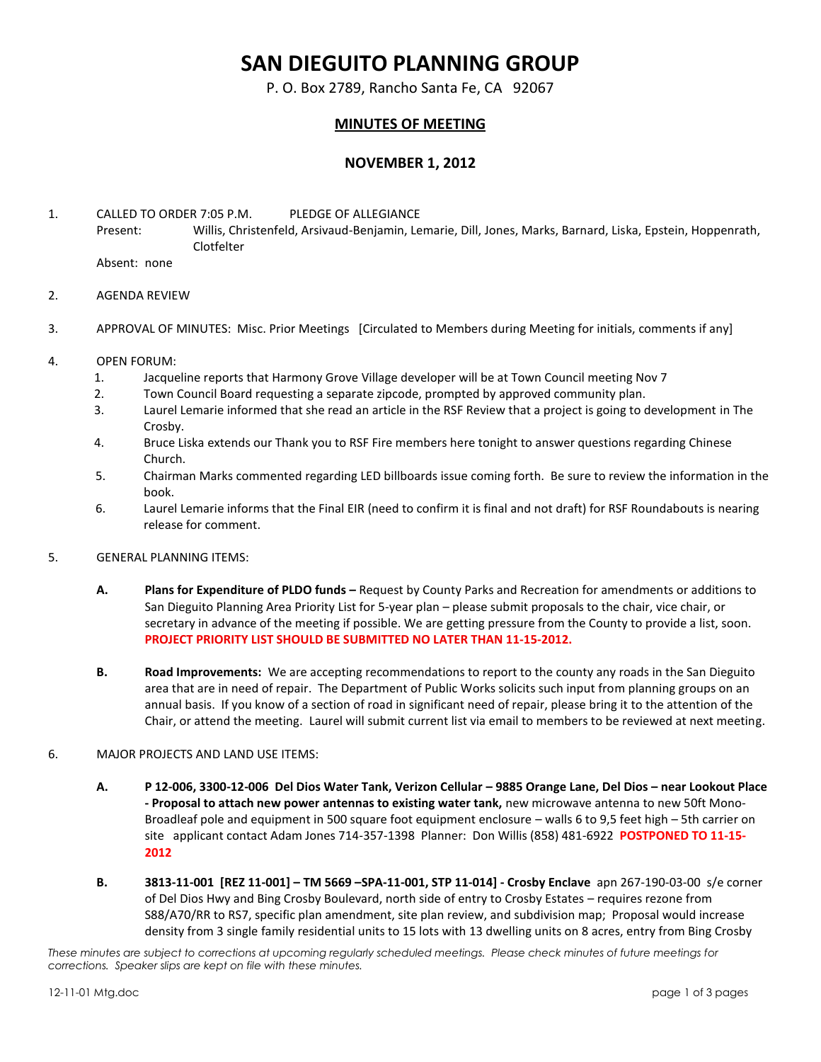# SAN DIEGUITO PLANNING GROUP

P. O. Box 2789, Rancho Santa Fe, CA 92067

## MINUTES OF MEETING

### NOVEMBER 1, 2012

1. CALLED TO ORDER 7:05 P.M. PLEDGE OF ALLEGIANCE

   Present: Willis, Christenfeld, Arsivaud-Benjamin, Lemarie, Dill, Jones, Marks, Barnard, Liska, Epstein, Hoppenrath, Clotfelter

   Absent: none

2. AGENDA REVIEW

3. APPROVAL OF MINUTES: Misc. Prior Meetings [Circulated to Members during Meeting for initials, comments if any]

4. OPEN FORUM:
   1. Jacqueline reports that Harmony Grove Village developer will be at Town Council meeting Nov 7
   2. Town Council Board requesting a separate zipcode, prompted by approved community plan.
   3. Laurel Lemarie informed that she read an article in the RSF Review that a project is going to development in The Crosby.
   4. Bruce Liska extends our Thank you to RSF Fire members here tonight to answer questions regarding Chinese Church.
   5. Chairman Marks commented regarding LED billboards issue coming forth. Be sure to review the information in the book.
   6. Laurel Lemarie informs that the Final EIR (need to confirm it is final and not draft) for RSF Roundabouts is nearing release for comment.

5. GENERAL PLANNING ITEMS:

   **A. Plans for Expenditure of PLDO funds –** Request by County Parks and Recreation for amendments or additions to San Dieguito Planning Area Priority List for 5-year plan – please submit proposals to the chair, vice chair, or secretary in advance of the meeting if possible. We are getting pressure from the County to provide a list, soon. **PROJECT PRIORITY LIST SHOULD BE SUBMITTED NO LATER THAN 11-15-2012.**

   **B. Road Improvements:** We are accepting recommendations to report to the county any roads in the San Dieguito area that are in need of repair. The Department of Public Works solicits such input from planning groups on an annual basis. If you know of a section of road in significant need of repair, please bring it to the attention of the Chair, or attend the meeting. Laurel will submit current list via email to members to be reviewed at next meeting.

6. MAJOR PROJECTS AND LAND USE ITEMS:

   **A. P 12-006, 3300-12-006 Del Dios Water Tank, Verizon Cellular – 9885 Orange Lane, Del Dios – near Lookout Place - Proposal to attach new power antennas to existing water tank,** new microwave antenna to new 50ft Mono-Broadleaf pole and equipment in 500 square foot equipment enclosure – walls 6 to 9,5 feet high – 5th carrier on site applicant contact Adam Jones 714-357-1398 Planner: Don Willis (858) 481-6922 **POSTPONED TO 11-15-2012**

   **B. 3813-11-001 [REZ 11-001] – TM 5669 –SPA-11-001, STP 11-014] - Crosby Enclave** apn 267-190-03-00 s/e corner of Del Dios Hwy and Bing Crosby Boulevard, north side of entry to Crosby Estates – requires rezone from S88/A70/RR to RS7, specific plan amendment, site plan review, and subdivision map; Proposal would increase density from 3 single family residential units to 15 lots with 13 dwelling units on 8 acres, entry from Bing Crosby

*These minutes are subject to corrections at upcoming regularly scheduled meetings. Please check minutes of future meetings for corrections. Speaker slips are kept on file with these minutes.*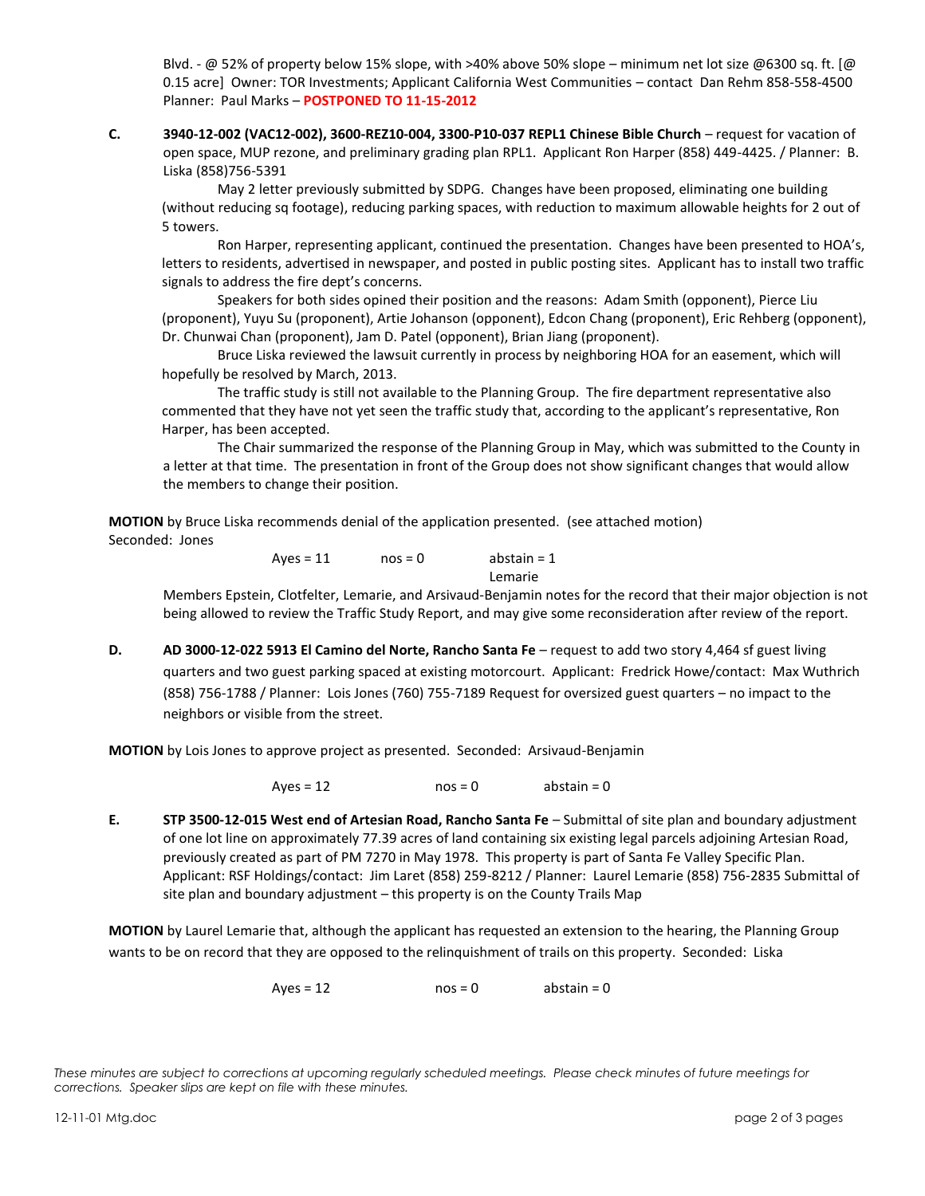Blvd. - @ 52% of property below 15% slope, with >40% above 50% slope – minimum net lot size @6300 sq. ft. [@ 0.15 acre] Owner: TOR Investments; Applicant California West Communities – contact Dan Rehm 858-558-4500 Planner: Paul Marks – **POSTPONED TO 11-15-2012**

**C. 3940-12-002 (VAC12-002), 3600-REZ10-004, 3300-P10-037 REPL1 Chinese Bible Church** – request for vacation of open space, MUP rezone, and preliminary grading plan RPL1. Applicant Ron Harper (858) 449-4425. / Planner: B. Liska (858)756-5391

May 2 letter previously submitted by SDPG. Changes have been proposed, eliminating one building (without reducing sq footage), reducing parking spaces, with reduction to maximum allowable heights for 2 out of 5 towers.

Ron Harper, representing applicant, continued the presentation. Changes have been presented to HOA's, letters to residents, advertised in newspaper, and posted in public posting sites. Applicant has to install two traffic signals to address the fire dept's concerns.

Speakers for both sides opined their position and the reasons: Adam Smith (opponent), Pierce Liu (proponent), Yuyu Su (proponent), Artie Johanson (opponent), Edcon Chang (proponent), Eric Rehberg (opponent), Dr. Chunwai Chan (proponent), Jam D. Patel (opponent), Brian Jiang (proponent).

Bruce Liska reviewed the lawsuit currently in process by neighboring HOA for an easement, which will hopefully be resolved by March, 2013.

The traffic study is still not available to the Planning Group. The fire department representative also commented that they have not yet seen the traffic study that, according to the applicant's representative, Ron Harper, has been accepted.

The Chair summarized the response of the Planning Group in May, which was submitted to the County in a letter at that time. The presentation in front of the Group does not show significant changes that would allow the members to change their position.

**MOTION** by Bruce Liska recommends denial of the application presented. (see attached motion)
Seconded: Jones

Ayes = 11 nos = 0 abstain = 1
Lemarie

Members Epstein, Clotfelter, Lemarie, and Arsivaud-Benjamin notes for the record that their major objection is not being allowed to review the Traffic Study Report, and may give some reconsideration after review of the report.

**D. AD 3000-12-022 5913 El Camino del Norte, Rancho Santa Fe** – request to add two story 4,464 sf guest living quarters and two guest parking spaced at existing motorcourt. Applicant: Fredrick Howe/contact: Max Wuthrich (858) 756-1788 / Planner: Lois Jones (760) 755-7189 Request for oversized guest quarters – no impact to the neighbors or visible from the street.

**MOTION** by Lois Jones to approve project as presented. Seconded: Arsivaud-Benjamin

Ayes = 12 nos = 0 abstain = 0

**E. STP 3500-12-015 West end of Artesian Road, Rancho Santa Fe** – Submittal of site plan and boundary adjustment of one lot line on approximately 77.39 acres of land containing six existing legal parcels adjoining Artesian Road, previously created as part of PM 7270 in May 1978. This property is part of Santa Fe Valley Specific Plan. Applicant: RSF Holdings/contact: Jim Laret (858) 259-8212 / Planner: Laurel Lemarie (858) 756-2835 Submittal of site plan and boundary adjustment – this property is on the County Trails Map

**MOTION** by Laurel Lemarie that, although the applicant has requested an extension to the hearing, the Planning Group wants to be on record that they are opposed to the relinquishment of trails on this property. Seconded: Liska

Ayes = 12 nos = 0 abstain = 0

*These minutes are subject to corrections at upcoming regularly scheduled meetings. Please check minutes of future meetings for corrections. Speaker slips are kept on file with these minutes.*

12-11-01 Mtg.doc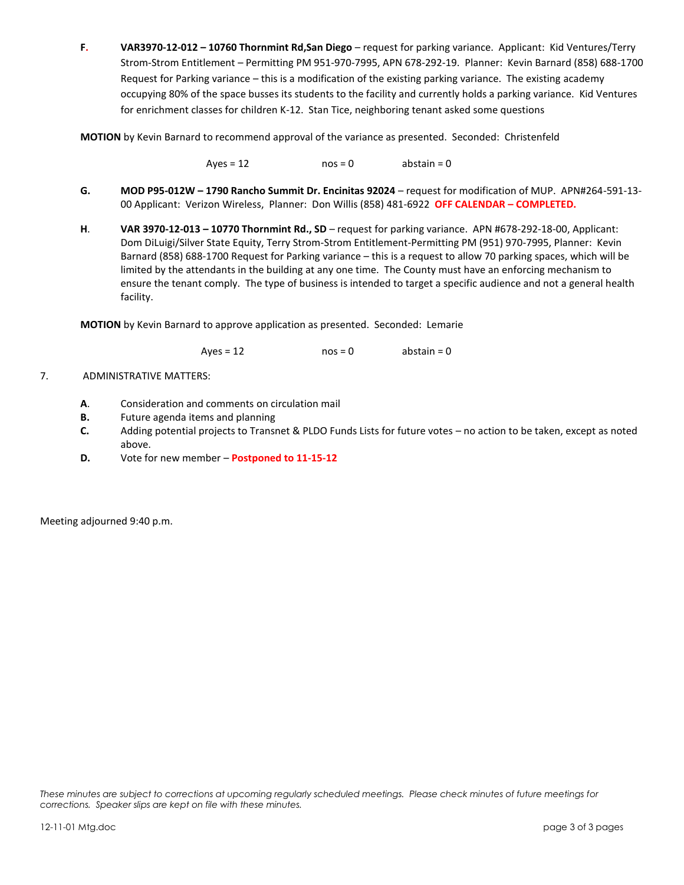**F.** **VAR3970-12-012 – 10760 Thornmint Rd,San Diego** – request for parking variance. Applicant: Kid Ventures/Terry Strom-Strom Entitlement – Permitting PM 951-970-7995, APN 678-292-19. Planner: Kevin Barnard (858) 688-1700 Request for Parking variance – this is a modification of the existing parking variance. The existing academy occupying 80% of the space busses its students to the facility and currently holds a parking variance. Kid Ventures for enrichment classes for children K-12. Stan Tice, neighboring tenant asked some questions

**MOTION** by Kevin Barnard to recommend approval of the variance as presented. Seconded: Christenfeld

Ayes = 12    nos = 0    abstain = 0

**G.** **MOD P95-012W – 1790 Rancho Summit Dr. Encinitas 92024** – request for modification of MUP. APN#264-591-13-00 Applicant: Verizon Wireless, Planner: Don Willis (858) 481-6922 **OFF CALENDAR – COMPLETED.**

**H**. **VAR 3970-12-013 – 10770 Thornmint Rd., SD** – request for parking variance. APN #678-292-18-00, Applicant: Dom DiLuigi/Silver State Equity, Terry Strom-Strom Entitlement-Permitting PM (951) 970-7995, Planner: Kevin Barnard (858) 688-1700 Request for Parking variance – this is a request to allow 70 parking spaces, which will be limited by the attendants in the building at any one time. The County must have an enforcing mechanism to ensure the tenant comply. The type of business is intended to target a specific audience and not a general health facility.

**MOTION** by Kevin Barnard to approve application as presented. Seconded: Lemarie

Ayes = 12    nos = 0    abstain = 0

7. ADMINISTRATIVE MATTERS:

**A**. Consideration and comments on circulation mail
**B.** Future agenda items and planning
**C.** Adding potential projects to Transnet & PLDO Funds Lists for future votes – no action to be taken, except as noted above.
**D.** Vote for new member – **Postponed to 11-15-12**

Meeting adjourned 9:40 p.m.

*These minutes are subject to corrections at upcoming regularly scheduled meetings. Please check minutes of future meetings for corrections. Speaker slips are kept on file with these minutes.*